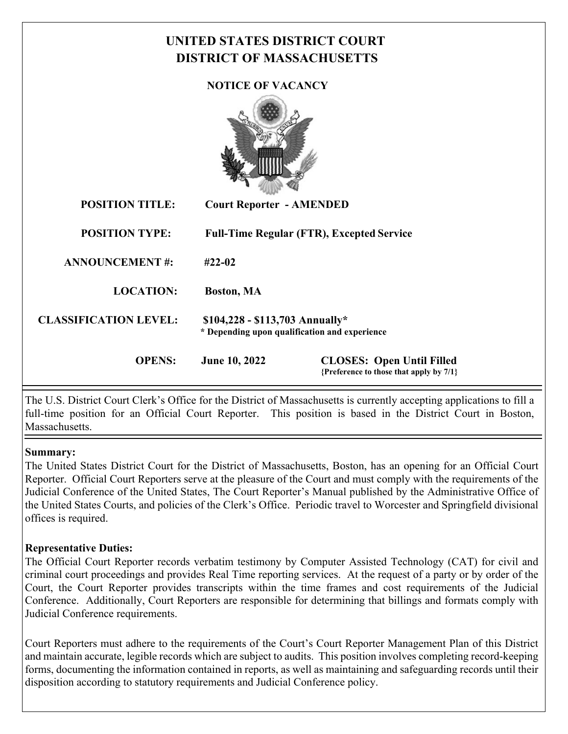# UNITED STATES DISTRICT COURT
# DISTRICT OF MASSACHUSETTS

## NOTICE OF VACANCY

**POSITION TITLE:** Court Reporter - AMENDED

**POSITION TYPE:** Full-Time Regular (FTR), Excepted Service

**ANNOUNCEMENT #:** #22-02

**LOCATION:** Boston, MA

**CLASSIFICATION LEVEL:** $104,228 - $113,703 Annually*
**\* Depending upon qualification and experience**

**OPENS:** June 10, 2022 **CLOSES: Open Until Filled**
**{Preference to those that apply by 7/1}**

---

The U.S. District Court Clerk's Office for the District of Massachusetts is currently accepting applications to fill a full-time position for an Official Court Reporter. This position is based in the District Court in Boston, Massachusetts.

---

**Summary:**
The United States District Court for the District of Massachusetts, Boston, has an opening for an Official Court Reporter. Official Court Reporters serve at the pleasure of the Court and must comply with the requirements of the Judicial Conference of the United States, The Court Reporter's Manual published by the Administrative Office of the United States Courts, and policies of the Clerk's Office. Periodic travel to Worcester and Springfield divisional offices is required.

**Representative Duties:**
The Official Court Reporter records verbatim testimony by Computer Assisted Technology (CAT) for civil and criminal court proceedings and provides Real Time reporting services. At the request of a party or by order of the Court, the Court Reporter provides transcripts within the time frames and cost requirements of the Judicial Conference. Additionally, Court Reporters are responsible for determining that billings and formats comply with Judicial Conference requirements.

Court Reporters must adhere to the requirements of the Court's Court Reporter Management Plan of this District and maintain accurate, legible records which are subject to audits. This position involves completing record-keeping forms, documenting the information contained in reports, as well as maintaining and safeguarding records until their disposition according to statutory requirements and Judicial Conference policy.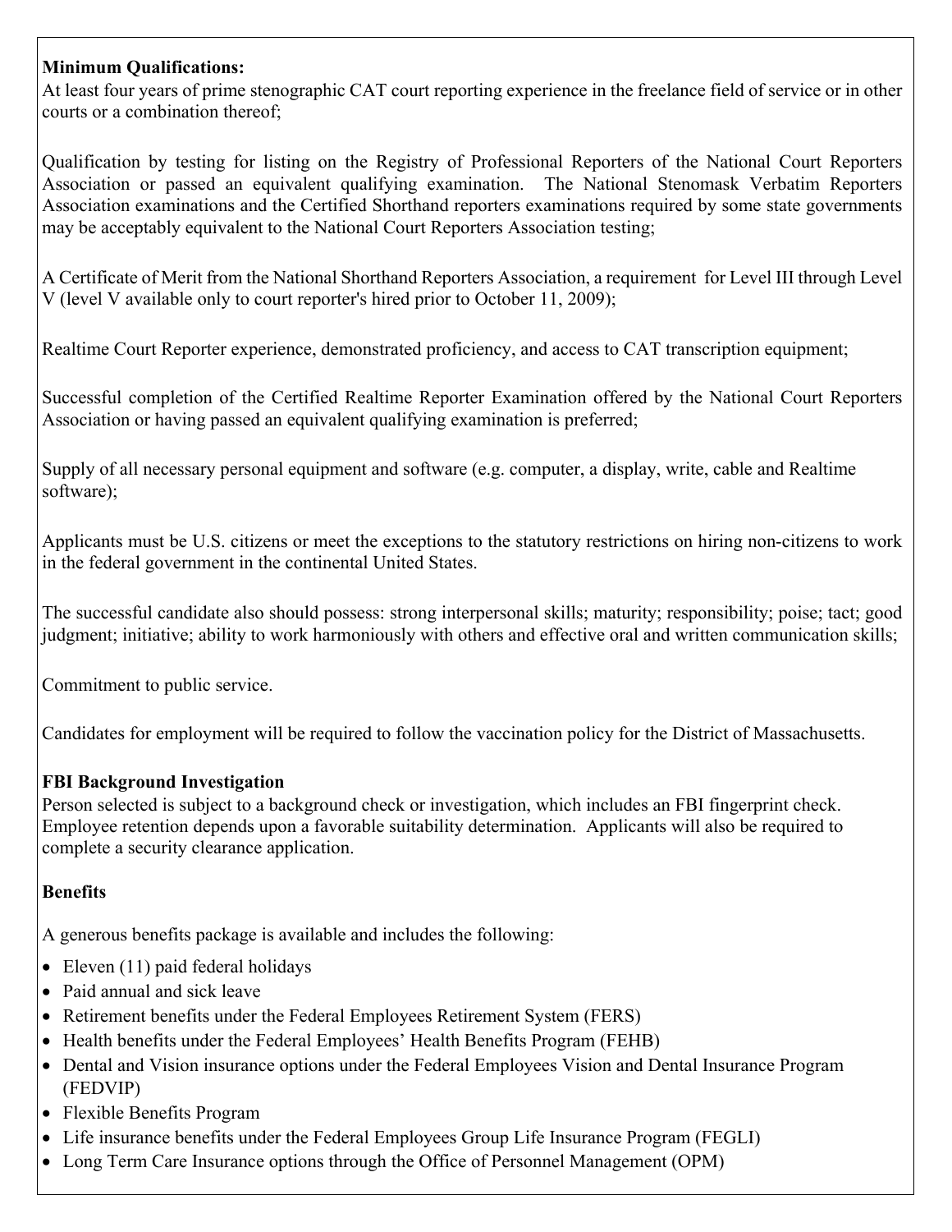**Minimum Qualifications:**
At least four years of prime stenographic CAT court reporting experience in the freelance field of service or in other courts or a combination thereof;

Qualification by testing for listing on the Registry of Professional Reporters of the National Court Reporters Association or passed an equivalent qualifying examination. The National Stenomask Verbatim Reporters Association examinations and the Certified Shorthand reporters examinations required by some state governments may be acceptably equivalent to the National Court Reporters Association testing;

A Certificate of Merit from the National Shorthand Reporters Association, a requirement for Level III through Level V (level V available only to court reporter's hired prior to October 11, 2009);

Realtime Court Reporter experience, demonstrated proficiency, and access to CAT transcription equipment;

Successful completion of the Certified Realtime Reporter Examination offered by the National Court Reporters Association or having passed an equivalent qualifying examination is preferred;

Supply of all necessary personal equipment and software (e.g. computer, a display, write, cable and Realtime software);

Applicants must be U.S. citizens or meet the exceptions to the statutory restrictions on hiring non-citizens to work in the federal government in the continental United States.

The successful candidate also should possess: strong interpersonal skills; maturity; responsibility; poise; tact; good judgment; initiative; ability to work harmoniously with others and effective oral and written communication skills;

Commitment to public service.

Candidates for employment will be required to follow the vaccination policy for the District of Massachusetts.

**FBI Background Investigation**
Person selected is subject to a background check or investigation, which includes an FBI fingerprint check. Employee retention depends upon a favorable suitability determination. Applicants will also be required to complete a security clearance application.

**Benefits**

A generous benefits package is available and includes the following:

- Eleven (11) paid federal holidays
- Paid annual and sick leave
- Retirement benefits under the Federal Employees Retirement System (FERS)
- Health benefits under the Federal Employees' Health Benefits Program (FEHB)
- Dental and Vision insurance options under the Federal Employees Vision and Dental Insurance Program (FEDVIP)
- Flexible Benefits Program
- Life insurance benefits under the Federal Employees Group Life Insurance Program (FEGLI)
- Long Term Care Insurance options through the Office of Personnel Management (OPM)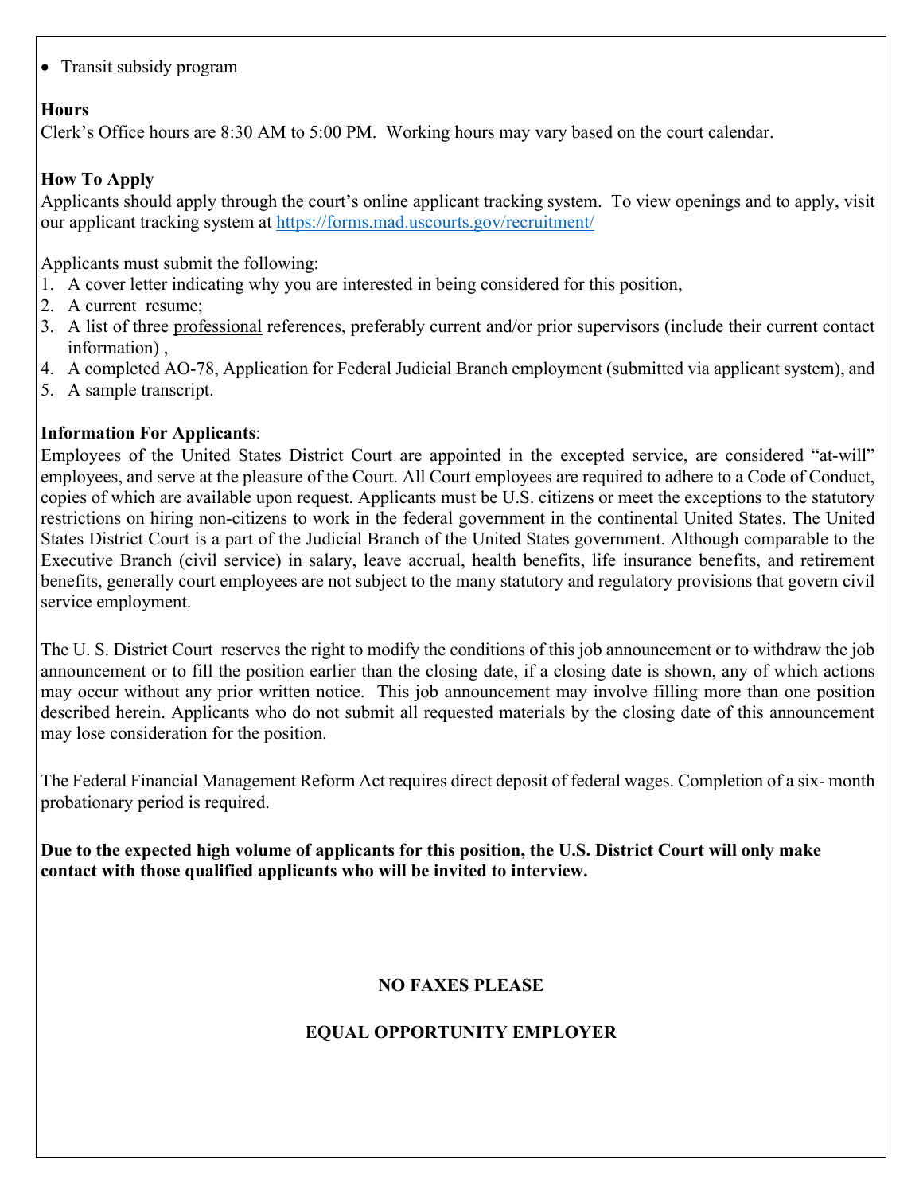- Transit subsidy program

**Hours**
Clerk's Office hours are 8:30 AM to 5:00 PM. Working hours may vary based on the court calendar.

**How To Apply**
Applicants should apply through the court's online applicant tracking system. To view openings and to apply, visit our applicant tracking system at https://forms.mad.uscourts.gov/recruitment/

Applicants must submit the following:

1. A cover letter indicating why you are interested in being considered for this position,
2. A current resume;
3. A list of three professional references, preferably current and/or prior supervisors (include their current contact information) ,
4. A completed AO-78, Application for Federal Judicial Branch employment (submitted via applicant system), and
5. A sample transcript.

**Information For Applicants**:
Employees of the United States District Court are appointed in the excepted service, are considered "at-will" employees, and serve at the pleasure of the Court. All Court employees are required to adhere to a Code of Conduct, copies of which are available upon request. Applicants must be U.S. citizens or meet the exceptions to the statutory restrictions on hiring non-citizens to work in the federal government in the continental United States. The United States District Court is a part of the Judicial Branch of the United States government. Although comparable to the Executive Branch (civil service) in salary, leave accrual, health benefits, life insurance benefits, and retirement benefits, generally court employees are not subject to the many statutory and regulatory provisions that govern civil service employment.

The U. S. District Court reserves the right to modify the conditions of this job announcement or to withdraw the job announcement or to fill the position earlier than the closing date, if a closing date is shown, any of which actions may occur without any prior written notice. This job announcement may involve filling more than one position described herein. Applicants who do not submit all requested materials by the closing date of this announcement may lose consideration for the position.

The Federal Financial Management Reform Act requires direct deposit of federal wages. Completion of a six- month probationary period is required.

**Due to the expected high volume of applicants for this position, the U.S. District Court will only make contact with those qualified applicants who will be invited to interview.**

**NO FAXES PLEASE**

**EQUAL OPPORTUNITY EMPLOYER**